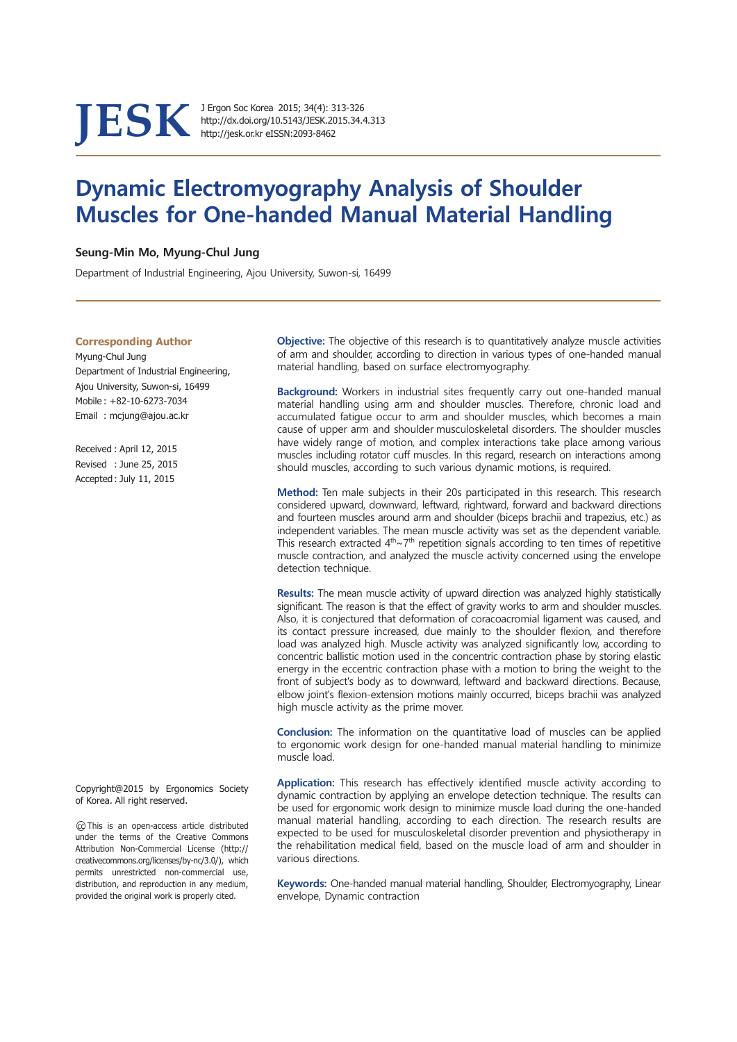# Dynamic Electromyography Analysis of Shoulder Muscles for One-handed Manual Material Handling

**Seung-Min Mo, Myung-Chul Jung**

Department of Industrial Engineering, Ajou University, Suwon-si, 16499

**Corresponding Author**

Myung-Chul Jung
Department of Industrial Engineering, Ajou University, Suwon-si, 16499
Mobile : +82-10-6273-7034
Email : mcjung@ajou.ac.kr

Received : April 12, 2015
Revised : June 25, 2015
Accepted : July 11, 2015

**Objective:** The objective of this research is to quantitatively analyze muscle activities of arm and shoulder, according to direction in various types of one-handed manual material handling, based on surface electromyography.

**Background:** Workers in industrial sites frequently carry out one-handed manual material handling using arm and shoulder muscles. Therefore, chronic load and accumulated fatigue occur to arm and shoulder muscles, which becomes a main cause of upper arm and shoulder musculoskeletal disorders. The shoulder muscles have widely range of motion, and complex interactions take place among various muscles including rotator cuff muscles. In this regard, research on interactions among should muscles, according to such various dynamic motions, is required.

**Method:** Ten male subjects in their 20s participated in this research. This research considered upward, downward, leftward, rightward, forward and backward directions and fourteen muscles around arm and shoulder (biceps brachii and trapezius, etc.) as independent variables. The mean muscle activity was set as the dependent variable. This research extracted $4^{th}$~$7^{th}$ repetition signals according to ten times of repetitive muscle contraction, and analyzed the muscle activity concerned using the envelope detection technique.

**Results:** The mean muscle activity of upward direction was analyzed highly statistically significant. The reason is that the effect of gravity works to arm and shoulder muscles. Also, it is conjectured that deformation of coracoacromial ligament was caused, and its contact pressure increased, due mainly to the shoulder flexion, and therefore load was analyzed high. Muscle activity was analyzed significantly low, according to concentric ballistic motion used in the concentric contraction phase by storing elastic energy in the eccentric contraction phase with a motion to bring the weight to the front of subject's body as to downward, leftward and backward directions. Because, elbow joint's flexion-extension motions mainly occurred, biceps brachii was analyzed high muscle activity as the prime mover.

**Conclusion:** The information on the quantitative load of muscles can be applied to ergonomic work design for one-handed manual material handling to minimize muscle load.

**Application:** This research has effectively identified muscle activity according to dynamic contraction by applying an envelope detection technique. The results can be used for ergonomic work design to minimize muscle load during the one-handed manual material handling, according to each direction. The research results are expected to be used for musculoskeletal disorder prevention and physiotherapy in the rehabilitation medical field, based on the muscle load of arm and shoulder in various directions.

**Keywords:** One-handed manual material handling, Shoulder, Electromyography, Linear envelope, Dynamic contraction

Copyright@2015 by Ergonomics Society of Korea. All right reserved.

ⓒ This is an open-access article distributed under the terms of the Creative Commons Attribution Non-Commercial License (http://creativecommons.org/licenses/by-nc/3.0/), which permits unrestricted non-commercial use, distribution, and reproduction in any medium, provided the original work is properly cited.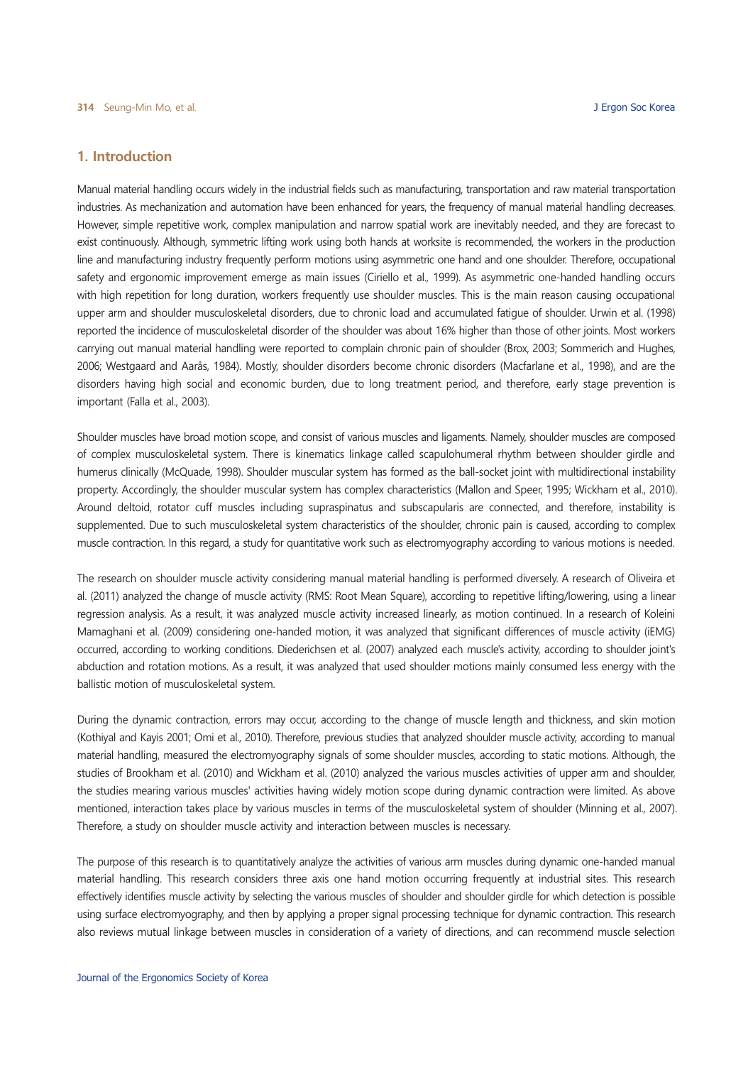## 1. Introduction

Manual material handling occurs widely in the industrial fields such as manufacturing, transportation and raw material transportation industries. As mechanization and automation have been enhanced for years, the frequency of manual material handling decreases. However, simple repetitive work, complex manipulation and narrow spatial work are inevitably needed, and they are forecast to exist continuously. Although, symmetric lifting work using both hands at worksite is recommended, the workers in the production line and manufacturing industry frequently perform motions using asymmetric one hand and one shoulder. Therefore, occupational safety and ergonomic improvement emerge as main issues (Ciriello et al., 1999). As asymmetric one-handed handling occurs with high repetition for long duration, workers frequently use shoulder muscles. This is the main reason causing occupational upper arm and shoulder musculoskeletal disorders, due to chronic load and accumulated fatigue of shoulder. Urwin et al. (1998) reported the incidence of musculoskeletal disorder of the shoulder was about 16% higher than those of other joints. Most workers carrying out manual material handling were reported to complain chronic pain of shoulder (Brox, 2003; Sommerich and Hughes, 2006; Westgaard and Aarås, 1984). Mostly, shoulder disorders become chronic disorders (Macfarlane et al., 1998), and are the disorders having high social and economic burden, due to long treatment period, and therefore, early stage prevention is important (Falla et al., 2003).

Shoulder muscles have broad motion scope, and consist of various muscles and ligaments. Namely, shoulder muscles are composed of complex musculoskeletal system. There is kinematics linkage called scapulohumeral rhythm between shoulder girdle and humerus clinically (McQuade, 1998). Shoulder muscular system has formed as the ball-socket joint with multidirectional instability property. Accordingly, the shoulder muscular system has complex characteristics (Mallon and Speer, 1995; Wickham et al., 2010). Around deltoid, rotator cuff muscles including supraspinatus and subscapularis are connected, and therefore, instability is supplemented. Due to such musculoskeletal system characteristics of the shoulder, chronic pain is caused, according to complex muscle contraction. In this regard, a study for quantitative work such as electromyography according to various motions is needed.

The research on shoulder muscle activity considering manual material handling is performed diversely. A research of Oliveira et al. (2011) analyzed the change of muscle activity (RMS: Root Mean Square), according to repetitive lifting/lowering, using a linear regression analysis. As a result, it was analyzed muscle activity increased linearly, as motion continued. In a research of Koleini Mamaghani et al. (2009) considering one-handed motion, it was analyzed that significant differences of muscle activity (iEMG) occurred, according to working conditions. Diederichsen et al. (2007) analyzed each muscle's activity, according to shoulder joint's abduction and rotation motions. As a result, it was analyzed that used shoulder motions mainly consumed less energy with the ballistic motion of musculoskeletal system.

During the dynamic contraction, errors may occur, according to the change of muscle length and thickness, and skin motion (Kothiyal and Kayis 2001; Omi et al., 2010). Therefore, previous studies that analyzed shoulder muscle activity, according to manual material handling, measured the electromyography signals of some shoulder muscles, according to static motions. Although, the studies of Brookham et al. (2010) and Wickham et al. (2010) analyzed the various muscles activities of upper arm and shoulder, the studies mearing various muscles' activities having widely motion scope during dynamic contraction were limited. As above mentioned, interaction takes place by various muscles in terms of the musculoskeletal system of shoulder (Minning et al., 2007). Therefore, a study on shoulder muscle activity and interaction between muscles is necessary.

The purpose of this research is to quantitatively analyze the activities of various arm muscles during dynamic one-handed manual material handling. This research considers three axis one hand motion occurring frequently at industrial sites. This research effectively identifies muscle activity by selecting the various muscles of shoulder and shoulder girdle for which detection is possible using surface electromyography, and then by applying a proper signal processing technique for dynamic contraction. This research also reviews mutual linkage between muscles in consideration of a variety of directions, and can recommend muscle selection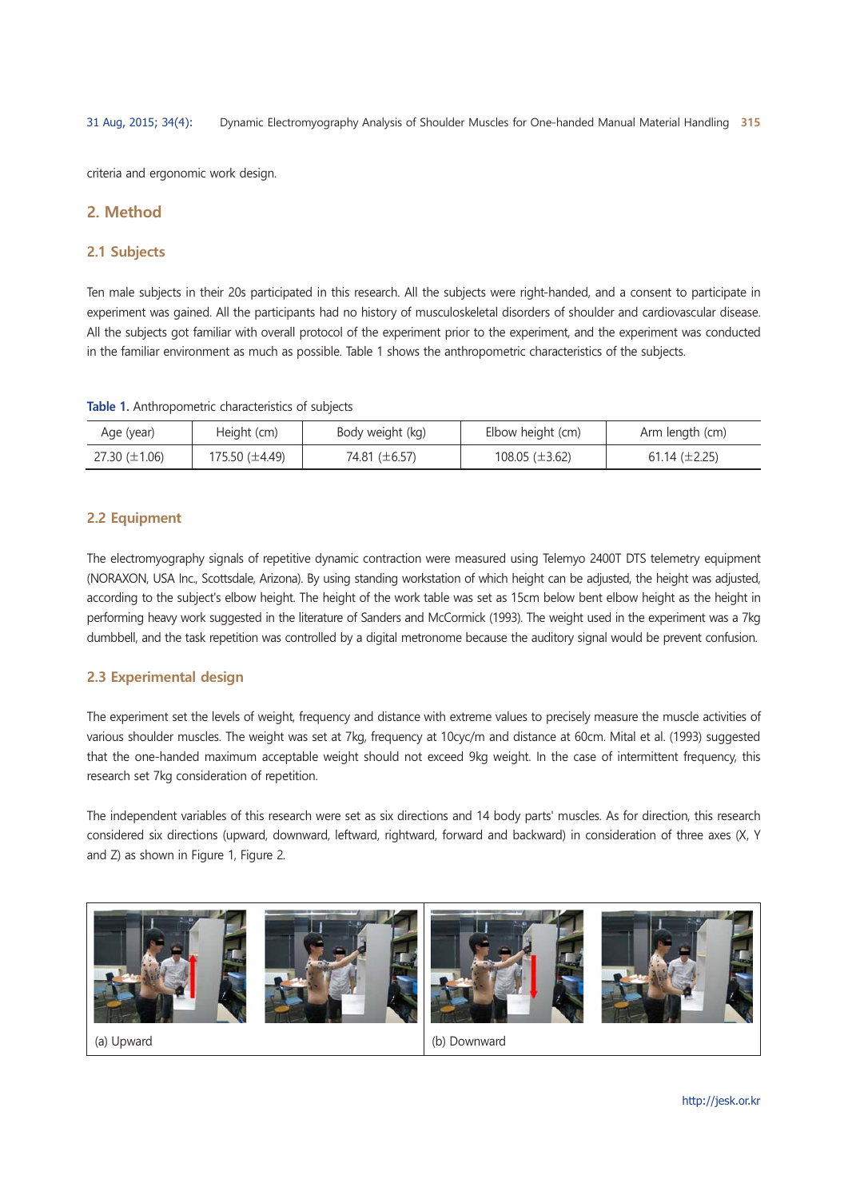criteria and ergonomic work design.

## 2. Method

### 2.1 Subjects

Ten male subjects in their 20s participated in this research. All the subjects were right-handed, and a consent to participate in experiment was gained. All the participants had no history of musculoskeletal disorders of shoulder and cardiovascular disease. All the subjects got familiar with overall protocol of the experiment prior to the experiment, and the experiment was conducted in the familiar environment as much as possible. Table 1 shows the anthropometric characteristics of the subjects.

**Table 1.** Anthropometric characteristics of subjects

| Age (year) | Height (cm) | Body weight (kg) | Elbow height (cm) | Arm length (cm) |
|---|---|---|---|---|
| 27.30 (±1.06) | 175.50 (±4.49) | 74.81 (±6.57) | 108.05 (±3.62) | 61.14 (±2.25) |

### 2.2 Equipment

The electromyography signals of repetitive dynamic contraction were measured using Telemyo 2400T DTS telemetry equipment (NORAXON, USA Inc., Scottsdale, Arizona). By using standing workstation of which height can be adjusted, the height was adjusted, according to the subject's elbow height. The height of the work table was set as 15cm below bent elbow height as the height in performing heavy work suggested in the literature of Sanders and McCormick (1993). The weight used in the experiment was a 7kg dumbbell, and the task repetition was controlled by a digital metronome because the auditory signal would be prevent confusion.

### 2.3 Experimental design

The experiment set the levels of weight, frequency and distance with extreme values to precisely measure the muscle activities of various shoulder muscles. The weight was set at 7kg, frequency at 10cyc/m and distance at 60cm. Mital et al. (1993) suggested that the one-handed maximum acceptable weight should not exceed 9kg weight. In the case of intermittent frequency, this research set 7kg consideration of repetition.

The independent variables of this research were set as six directions and 14 body parts' muscles. As for direction, this research considered six directions (upward, downward, leftward, rightward, forward and backward) in consideration of three axes (X, Y and Z) as shown in Figure 1, Figure 2.

(a) Upward

(b) Downward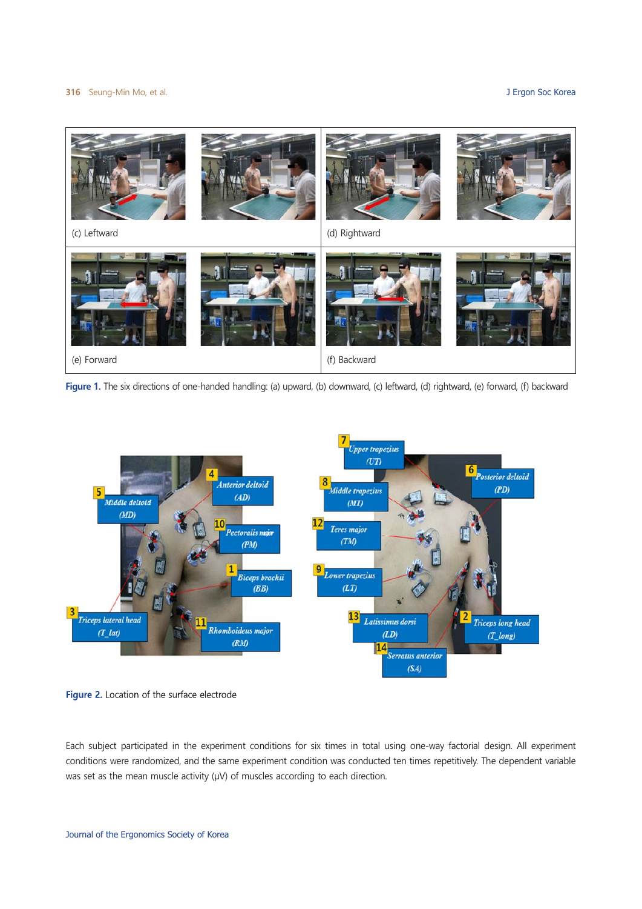(c) Leftward

(d) Rightward

(e) Forward

(f) Backward

Figure 1. The six directions of one-handed handling: (a) upward, (b) downward, (c) leftward, (d) rightward, (e) forward, (f) backward

Figure 2. Location of the surface electrode

Each subject participated in the experiment conditions for six times in total using one-way factorial design. All experiment conditions were randomized, and the same experiment condition was conducted ten times repetitively. The dependent variable was set as the mean muscle activity (μV) of muscles according to each direction.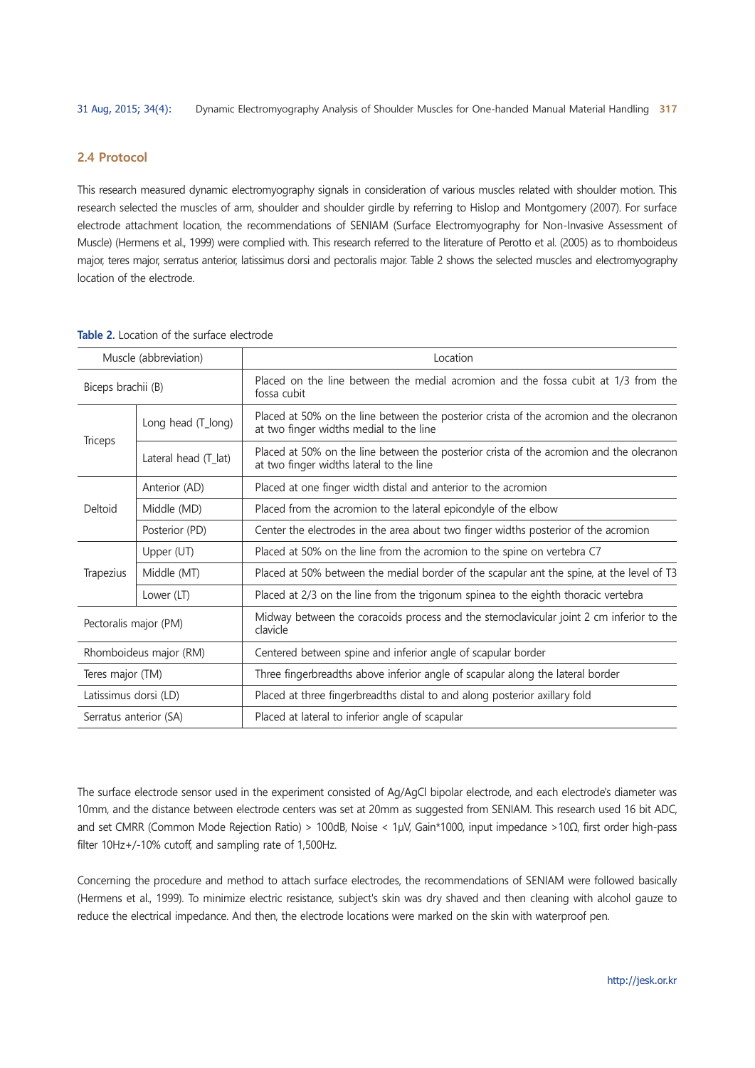## 2.4 Protocol

This research measured dynamic electromyography signals in consideration of various muscles related with shoulder motion. This research selected the muscles of arm, shoulder and shoulder girdle by referring to Hislop and Montgomery (2007). For surface electrode attachment location, the recommendations of SENIAM (Surface Electromyography for Non-Invasive Assessment of Muscle) (Hermens et al., 1999) were complied with. This research referred to the literature of Perotto et al. (2005) as to rhomboideus major, teres major, serratus anterior, latissimus dorsi and pectoralis major. Table 2 shows the selected muscles and electromyography location of the electrode.

**Table 2.** Location of the surface electrode

| Muscle (abbreviation) | | Location |
|---|---|---|
| Biceps brachii (B) | | Placed on the line between the medial acromion and the fossa cubit at 1/3 from the fossa cubit |
| Triceps | Long head (T_long) | Placed at 50% on the line between the posterior crista of the acromion and the olecranon at two finger widths medial to the line |
| | Lateral head (T_lat) | Placed at 50% on the line between the posterior crista of the acromion and the olecranon at two finger widths lateral to the line |
| Deltoid | Anterior (AD) | Placed at one finger width distal and anterior to the acromion |
| | Middle (MD) | Placed from the acromion to the lateral epicondyle of the elbow |
| | Posterior (PD) | Center the electrodes in the area about two finger widths posterior of the acromion |
| Trapezius | Upper (UT) | Placed at 50% on the line from the acromion to the spine on vertebra C7 |
| | Middle (MT) | Placed at 50% between the medial border of the scapular ant the spine, at the level of T3 |
| | Lower (LT) | Placed at 2/3 on the line from the trigonum spinea to the eighth thoracic vertebra |
| Pectoralis major (PM) | | Midway between the coracoids process and the sternoclavicular joint 2 cm inferior to the clavicle |
| Rhomboideus major (RM) | | Centered between spine and inferior angle of scapular border |
| Teres major (TM) | | Three fingerbreadths above inferior angle of scapular along the lateral border |
| Latissimus dorsi (LD) | | Placed at three fingerbreadths distal to and along posterior axillary fold |
| Serratus anterior (SA) | | Placed at lateral to inferior angle of scapular |

The surface electrode sensor used in the experiment consisted of Ag/AgCl bipolar electrode, and each electrode's diameter was 10mm, and the distance between electrode centers was set at 20mm as suggested from SENIAM. This research used 16 bit ADC, and set CMRR (Common Mode Rejection Ratio) > 100dB, Noise < 1μV, Gain*1000, input impedance >10Ω, first order high-pass filter 10Hz+/-10% cutoff, and sampling rate of 1,500Hz.

Concerning the procedure and method to attach surface electrodes, the recommendations of SENIAM were followed basically (Hermens et al., 1999). To minimize electric resistance, subject's skin was dry shaved and then cleaning with alcohol gauze to reduce the electrical impedance. And then, the electrode locations were marked on the skin with waterproof pen.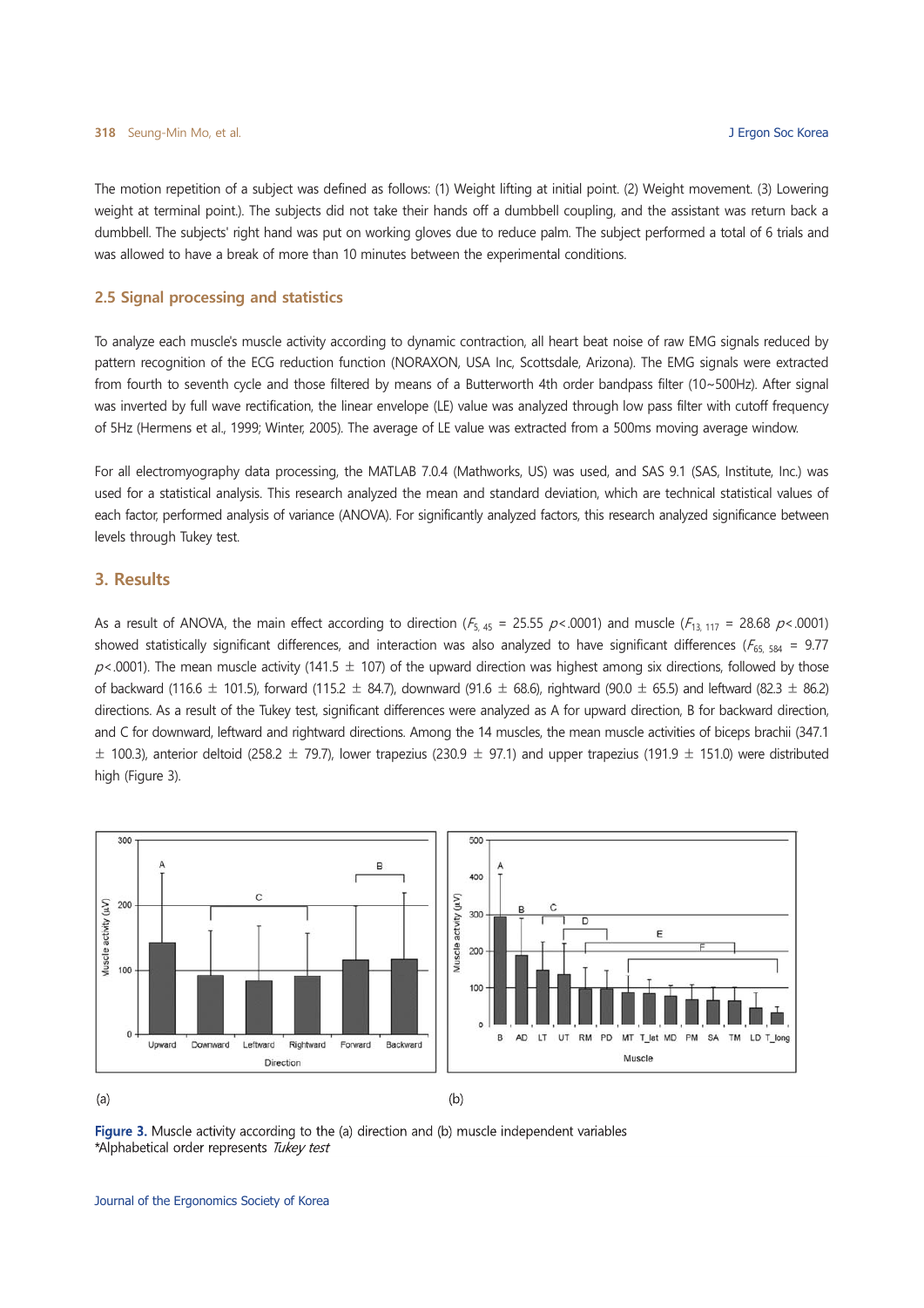The motion repetition of a subject was defined as follows: (1) Weight lifting at initial point. (2) Weight movement. (3) Lowering weight at terminal point.). The subjects did not take their hands off a dumbbell coupling, and the assistant was return back a dumbbell. The subjects' right hand was put on working gloves due to reduce palm. The subject performed a total of 6 trials and was allowed to have a break of more than 10 minutes between the experimental conditions.

## 2.5 Signal processing and statistics

To analyze each muscle's muscle activity according to dynamic contraction, all heart beat noise of raw EMG signals reduced by pattern recognition of the ECG reduction function (NORAXON, USA Inc, Scottsdale, Arizona). The EMG signals were extracted from fourth to seventh cycle and those filtered by means of a Butterworth 4th order bandpass filter (10~500Hz). After signal was inverted by full wave rectification, the linear envelope (LE) value was analyzed through low pass filter with cutoff frequency of 5Hz (Hermens et al., 1999; Winter, 2005). The average of LE value was extracted from a 500ms moving average window.

For all electromyography data processing, the MATLAB 7.0.4 (Mathworks, US) was used, and SAS 9.1 (SAS, Institute, Inc.) was used for a statistical analysis. This research analyzed the mean and standard deviation, which are technical statistical values of each factor, performed analysis of variance (ANOVA). For significantly analyzed factors, this research analyzed significance between levels through Tukey test.

# 3. Results

As a result of ANOVA, the main effect according to direction ($F_{5, 45}$ = 25.55 $p<.0001$) and muscle ($F_{13, 117}$ = 28.68 $p<.0001$) showed statistically significant differences, and interaction was also analyzed to have significant differences ($F_{65, 584}$ = 9.77 $p<.0001$). The mean muscle activity (141.5 ± 107) of the upward direction was highest among six directions, followed by those of backward (116.6 ± 101.5), forward (115.2 ± 84.7), downward (91.6 ± 68.6), rightward (90.0 ± 65.5) and leftward (82.3 ± 86.2) directions. As a result of the Tukey test, significant differences were analyzed as A for upward direction, B for backward direction, and C for downward, leftward and rightward directions. Among the 14 muscles, the mean muscle activities of biceps brachii (347.1 ± 100.3), anterior deltoid (258.2 ± 79.7), lower trapezius (230.9 ± 97.1) and upper trapezius (191.9 ± 151.0) were distributed high (Figure 3).

(a) (b)

**Figure 3.** Muscle activity according to the (a) direction and (b) muscle independent variables
*Alphabetical order represents *Tukey test*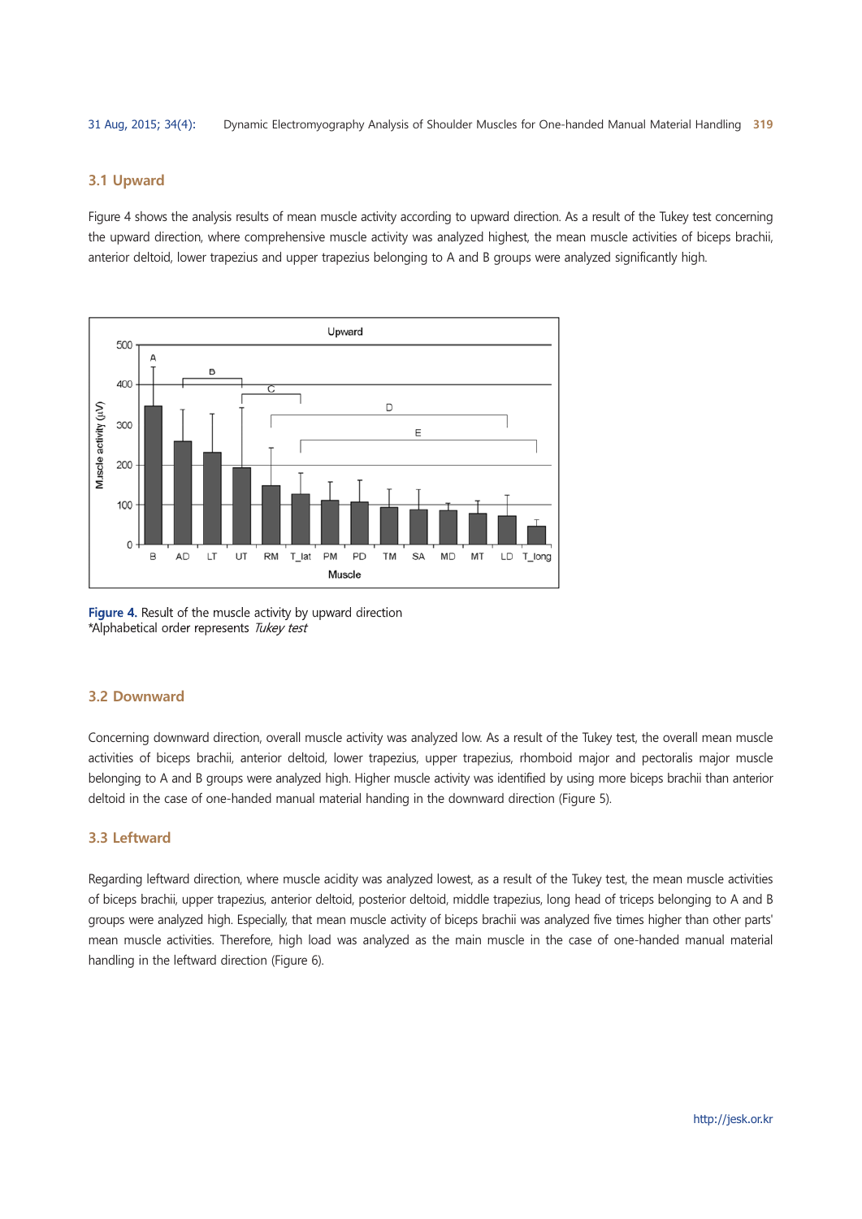## 3.1 Upward

Figure 4 shows the analysis results of mean muscle activity according to upward direction. As a result of the Tukey test concerning the upward direction, where comprehensive muscle activity was analyzed highest, the mean muscle activities of biceps brachii, anterior deltoid, lower trapezius and upper trapezius belonging to A and B groups were analyzed significantly high.

**Figure 4.** Result of the muscle activity by upward direction
*Alphabetical order represents *Tukey test*

## 3.2 Downward

Concerning downward direction, overall muscle activity was analyzed low. As a result of the Tukey test, the overall mean muscle activities of biceps brachii, anterior deltoid, lower trapezius, upper trapezius, rhomboid major and pectoralis major muscle belonging to A and B groups were analyzed high. Higher muscle activity was identified by using more biceps brachii than anterior deltoid in the case of one-handed manual material handing in the downward direction (Figure 5).

## 3.3 Leftward

Regarding leftward direction, where muscle acidity was analyzed lowest, as a result of the Tukey test, the mean muscle activities of biceps brachii, upper trapezius, anterior deltoid, posterior deltoid, middle trapezius, long head of triceps belonging to A and B groups were analyzed high. Especially, that mean muscle activity of biceps brachii was analyzed five times higher than other parts' mean muscle activities. Therefore, high load was analyzed as the main muscle in the case of one-handed manual material handling in the leftward direction (Figure 6).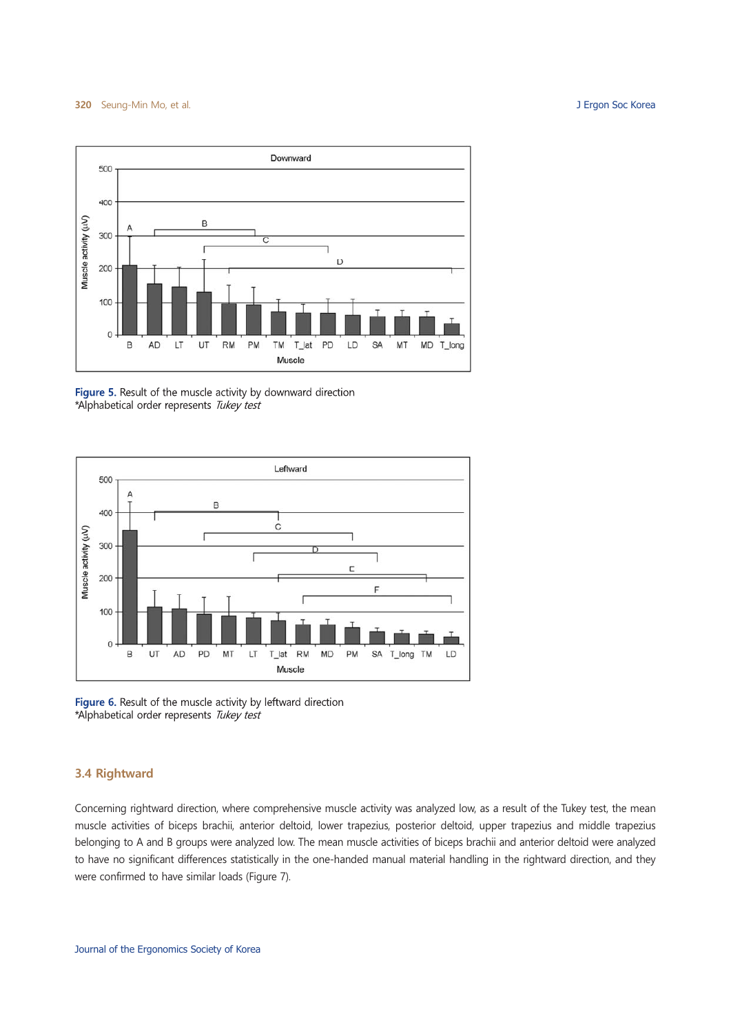Figure 5. Result of the muscle activity by downward direction
*Alphabetical order represents *Tukey test*

Figure 6. Result of the muscle activity by leftward direction
*Alphabetical order represents *Tukey test*

### 3.4 Rightward

Concerning rightward direction, where comprehensive muscle activity was analyzed low, as a result of the Tukey test, the mean muscle activities of biceps brachii, anterior deltoid, lower trapezius, posterior deltoid, upper trapezius and middle trapezius belonging to A and B groups were analyzed low. The mean muscle activities of biceps brachii and anterior deltoid were analyzed to have no significant differences statistically in the one-handed manual material handling in the rightward direction, and they were confirmed to have similar loads (Figure 7).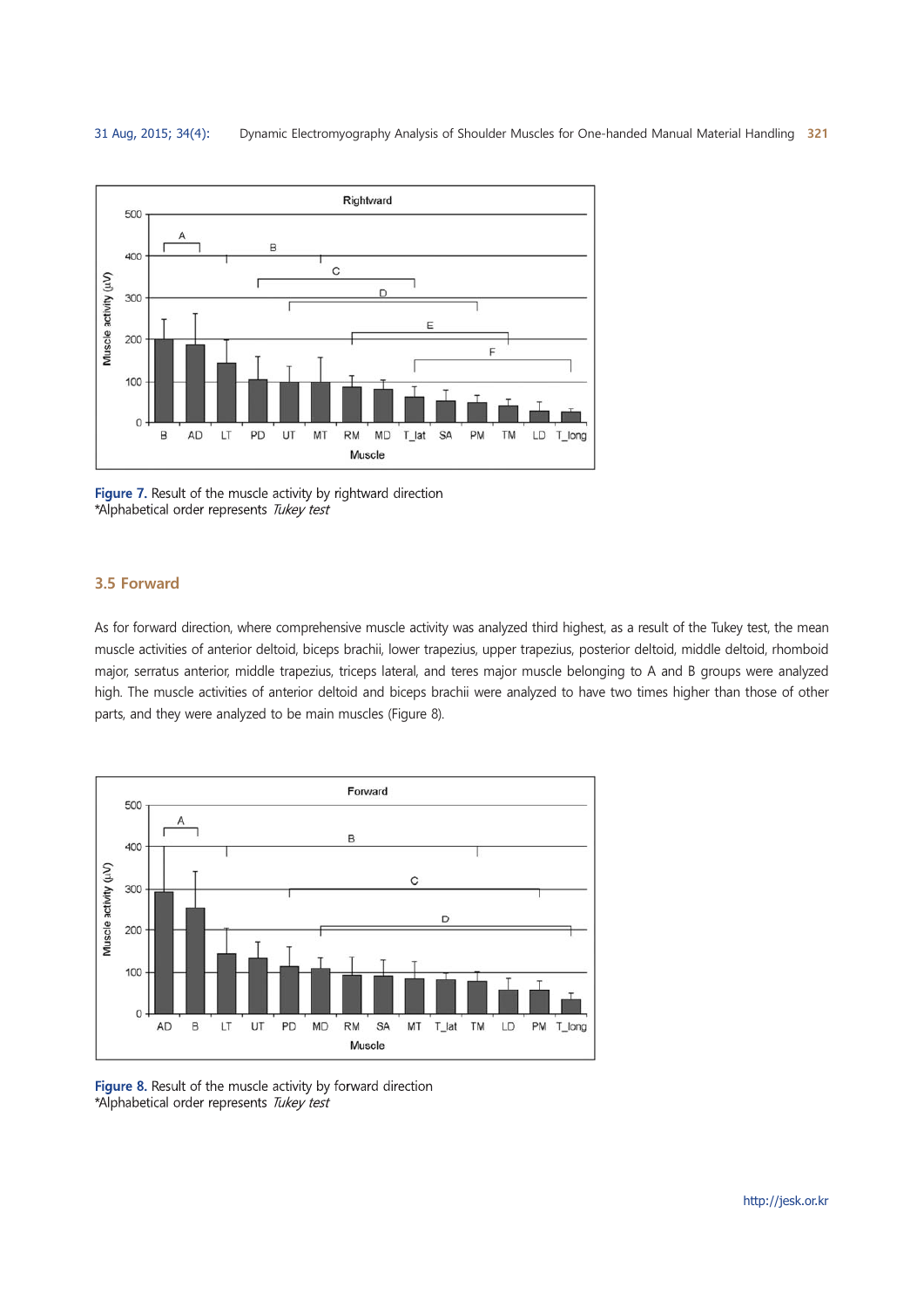Figure 7. Result of the muscle activity by rightward direction
*Alphabetical order represents *Tukey test*

### 3.5 Forward

As for forward direction, where comprehensive muscle activity was analyzed third highest, as a result of the Tukey test, the mean muscle activities of anterior deltoid, biceps brachii, lower trapezius, upper trapezius, posterior deltoid, middle deltoid, rhomboid major, serratus anterior, middle trapezius, triceps lateral, and teres major muscle belonging to A and B groups were analyzed high. The muscle activities of anterior deltoid and biceps brachii were analyzed to have two times higher than those of other parts, and they were analyzed to be main muscles (Figure 8).

Figure 8. Result of the muscle activity by forward direction
*Alphabetical order represents *Tukey test*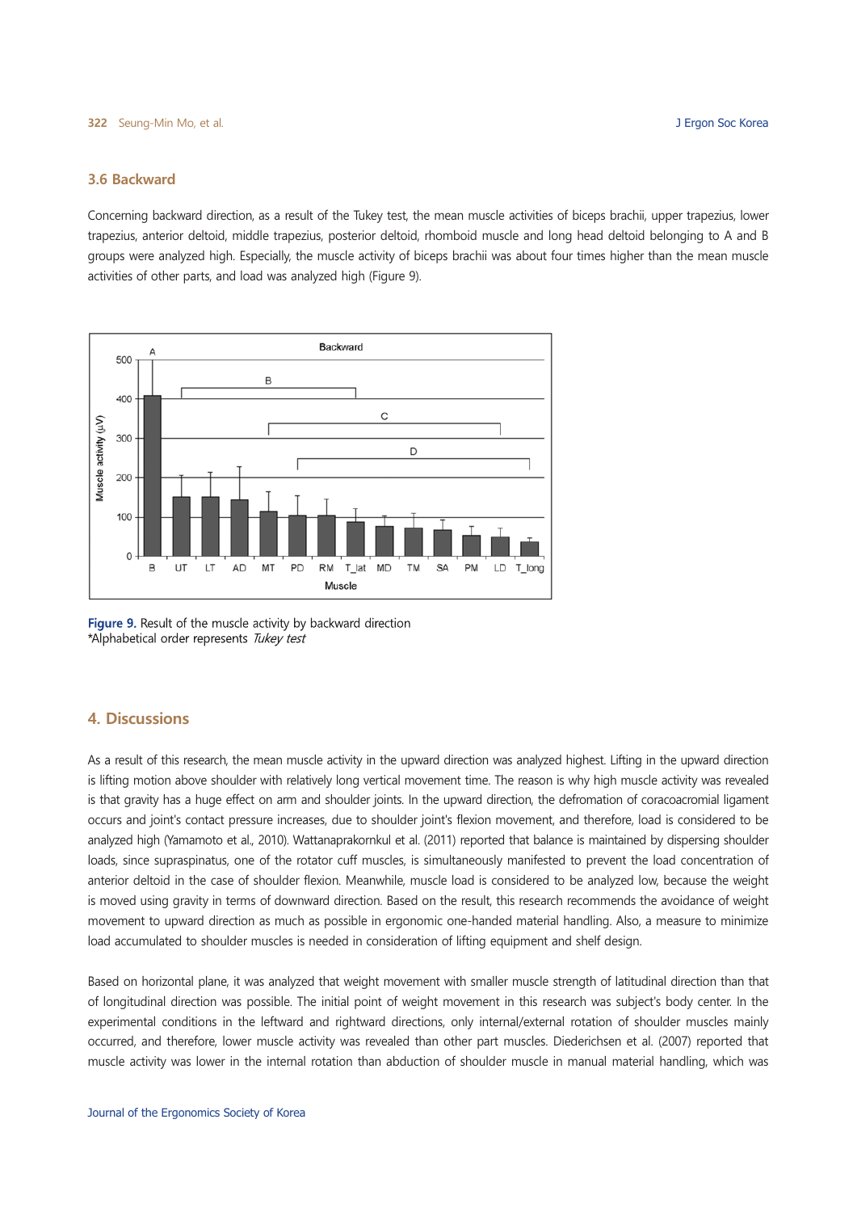### 3.6 Backward

Concerning backward direction, as a result of the Tukey test, the mean muscle activities of biceps brachii, upper trapezius, lower trapezius, anterior deltoid, middle trapezius, posterior deltoid, rhomboid muscle and long head deltoid belonging to A and B groups were analyzed high. Especially, the muscle activity of biceps brachii was about four times higher than the mean muscle activities of other parts, and load was analyzed high (Figure 9).

**Figure 9.** Result of the muscle activity by backward direction
*Alphabetical order represents *Tukey test*

## 4. Discussions

As a result of this research, the mean muscle activity in the upward direction was analyzed highest. Lifting in the upward direction is lifting motion above shoulder with relatively long vertical movement time. The reason is why high muscle activity was revealed is that gravity has a huge effect on arm and shoulder joints. In the upward direction, the defromation of coracoacromial ligament occurs and joint's contact pressure increases, due to shoulder joint's flexion movement, and therefore, load is considered to be analyzed high (Yamamoto et al., 2010). Wattanaprakornkul et al. (2011) reported that balance is maintained by dispersing shoulder loads, since supraspinatus, one of the rotator cuff muscles, is simultaneously manifested to prevent the load concentration of anterior deltoid in the case of shoulder flexion. Meanwhile, muscle load is considered to be analyzed low, because the weight is moved using gravity in terms of downward direction. Based on the result, this research recommends the avoidance of weight movement to upward direction as much as possible in ergonomic one-handed material handling. Also, a measure to minimize load accumulated to shoulder muscles is needed in consideration of lifting equipment and shelf design.

Based on horizontal plane, it was analyzed that weight movement with smaller muscle strength of latitudinal direction than that of longitudinal direction was possible. The initial point of weight movement in this research was subject's body center. In the experimental conditions in the leftward and rightward directions, only internal/external rotation of shoulder muscles mainly occurred, and therefore, lower muscle activity was revealed than other part muscles. Diederichsen et al. (2007) reported that muscle activity was lower in the internal rotation than abduction of shoulder muscle in manual material handling, which was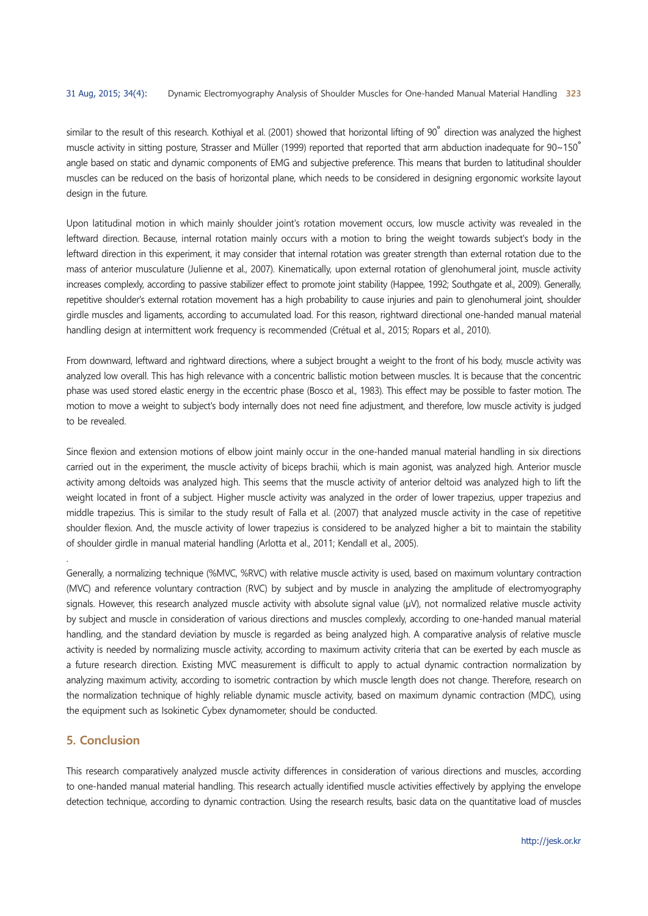similar to the result of this research. Kothiyal et al. (2001) showed that horizontal lifting of 90˚ direction was analyzed the highest muscle activity in sitting posture, Strasser and Müller (1999) reported that reported that arm abduction inadequate for 90~150˚ angle based on static and dynamic components of EMG and subjective preference. This means that burden to latitudinal shoulder muscles can be reduced on the basis of horizontal plane, which needs to be considered in designing ergonomic worksite layout design in the future.

Upon latitudinal motion in which mainly shoulder joint's rotation movement occurs, low muscle activity was revealed in the leftward direction. Because, internal rotation mainly occurs with a motion to bring the weight towards subject's body in the leftward direction in this experiment, it may consider that internal rotation was greater strength than external rotation due to the mass of anterior musculature (Julienne et al., 2007). Kinematically, upon external rotation of glenohumeral joint, muscle activity increases complexly, according to passive stabilizer effect to promote joint stability (Happee, 1992; Southgate et al., 2009). Generally, repetitive shoulder's external rotation movement has a high probability to cause injuries and pain to glenohumeral joint, shoulder girdle muscles and ligaments, according to accumulated load. For this reason, rightward directional one-handed manual material handling design at intermittent work frequency is recommended (Crétual et al., 2015; Ropars et al., 2010).

From downward, leftward and rightward directions, where a subject brought a weight to the front of his body, muscle activity was analyzed low overall. This has high relevance with a concentric ballistic motion between muscles. It is because that the concentric phase was used stored elastic energy in the eccentric phase (Bosco et al., 1983). This effect may be possible to faster motion. The motion to move a weight to subject's body internally does not need fine adjustment, and therefore, low muscle activity is judged to be revealed.

Since flexion and extension motions of elbow joint mainly occur in the one-handed manual material handling in six directions carried out in the experiment, the muscle activity of biceps brachii, which is main agonist, was analyzed high. Anterior muscle activity among deltoids was analyzed high. This seems that the muscle activity of anterior deltoid was analyzed high to lift the weight located in front of a subject. Higher muscle activity was analyzed in the order of lower trapezius, upper trapezius and middle trapezius. This is similar to the study result of Falla et al. (2007) that analyzed muscle activity in the case of repetitive shoulder flexion. And, the muscle activity of lower trapezius is considered to be analyzed higher a bit to maintain the stability of shoulder girdle in manual material handling (Arlotta et al., 2011; Kendall et al., 2005).

Generally, a normalizing technique (%MVC, %RVC) with relative muscle activity is used, based on maximum voluntary contraction (MVC) and reference voluntary contraction (RVC) by subject and by muscle in analyzing the amplitude of electromyography signals. However, this research analyzed muscle activity with absolute signal value (μV), not normalized relative muscle activity by subject and muscle in consideration of various directions and muscles complexly, according to one-handed manual material handling, and the standard deviation by muscle is regarded as being analyzed high. A comparative analysis of relative muscle activity is needed by normalizing muscle activity, according to maximum activity criteria that can be exerted by each muscle as a future research direction. Existing MVC measurement is difficult to apply to actual dynamic contraction normalization by analyzing maximum activity, according to isometric contraction by which muscle length does not change. Therefore, research on the normalization technique of highly reliable dynamic muscle activity, based on maximum dynamic contraction (MDC), using the equipment such as Isokinetic Cybex dynamometer, should be conducted.

## 5. Conclusion

This research comparatively analyzed muscle activity differences in consideration of various directions and muscles, according to one-handed manual material handling. This research actually identified muscle activities effectively by applying the envelope detection technique, according to dynamic contraction. Using the research results, basic data on the quantitative load of muscles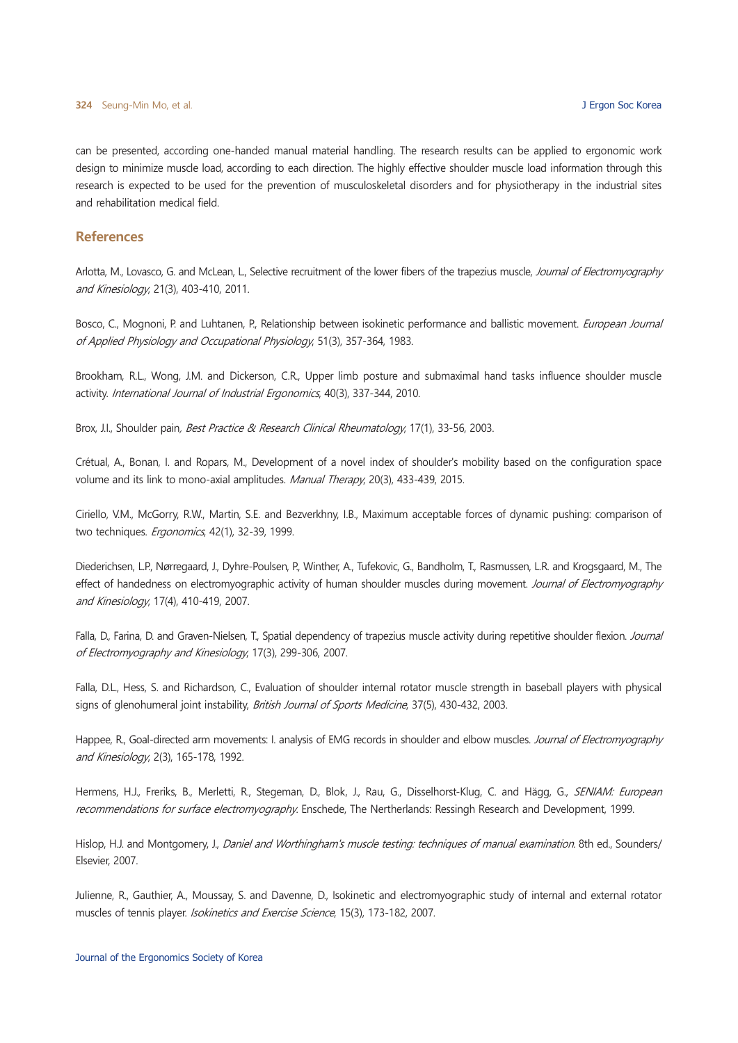can be presented, according one-handed manual material handling. The research results can be applied to ergonomic work design to minimize muscle load, according to each direction. The highly effective shoulder muscle load information through this research is expected to be used for the prevention of musculoskeletal disorders and for physiotherapy in the industrial sites and rehabilitation medical field.

## References

Arlotta, M., Lovasco, G. and McLean, L., Selective recruitment of the lower fibers of the trapezius muscle, *Journal of Electromyography and Kinesiology*, 21(3), 403-410, 2011.

Bosco, C., Mognoni, P. and Luhtanen, P., Relationship between isokinetic performance and ballistic movement. *European Journal of Applied Physiology and Occupational Physiology*, 51(3), 357-364, 1983.

Brookham, R.L., Wong, J.M. and Dickerson, C.R., Upper limb posture and submaximal hand tasks influence shoulder muscle activity. *International Journal of Industrial Ergonomics*, 40(3), 337-344, 2010.

Brox, J.I., Shoulder pain, *Best Practice & Research Clinical Rheumatology*, 17(1), 33-56, 2003.

Crétual, A., Bonan, I. and Ropars, M., Development of a novel index of shoulder's mobility based on the configuration space volume and its link to mono-axial amplitudes. *Manual Therapy*, 20(3), 433-439, 2015.

Ciriello, V.M., McGorry, R.W., Martin, S.E. and Bezverkhny, I.B., Maximum acceptable forces of dynamic pushing: comparison of two techniques. *Ergonomics*, 42(1), 32-39, 1999.

Diederichsen, L.P., Nørregaard, J., Dyhre-Poulsen, P., Winther, A., Tufekovic, G., Bandholm, T., Rasmussen, L.R. and Krogsgaard, M., The effect of handedness on electromyographic activity of human shoulder muscles during movement. *Journal of Electromyography and Kinesiology*, 17(4), 410-419, 2007.

Falla, D., Farina, D. and Graven-Nielsen, T., Spatial dependency of trapezius muscle activity during repetitive shoulder flexion. *Journal of Electromyography and Kinesiology*, 17(3), 299-306, 2007.

Falla, D.L., Hess, S. and Richardson, C., Evaluation of shoulder internal rotator muscle strength in baseball players with physical signs of glenohumeral joint instability, *British Journal of Sports Medicine*, 37(5), 430-432, 2003.

Happee, R., Goal-directed arm movements: I. analysis of EMG records in shoulder and elbow muscles. *Journal of Electromyography and Kinesiology*, 2(3), 165-178, 1992.

Hermens, H.J., Freriks, B., Merletti, R., Stegeman, D., Blok, J., Rau, G., Disselhorst-Klug, C. and Hägg, G., *SENIAM: European recommendations for surface electromyography*. Enschede, The Nertherlands: Ressingh Research and Development, 1999.

Hislop, H.J. and Montgomery, J., *Daniel and Worthingham's muscle testing: techniques of manual examination*. 8th ed., Sounders/ Elsevier, 2007.

Julienne, R., Gauthier, A., Moussay, S. and Davenne, D., Isokinetic and electromyographic study of internal and external rotator muscles of tennis player. *Isokinetics and Exercise Science*, 15(3), 173-182, 2007.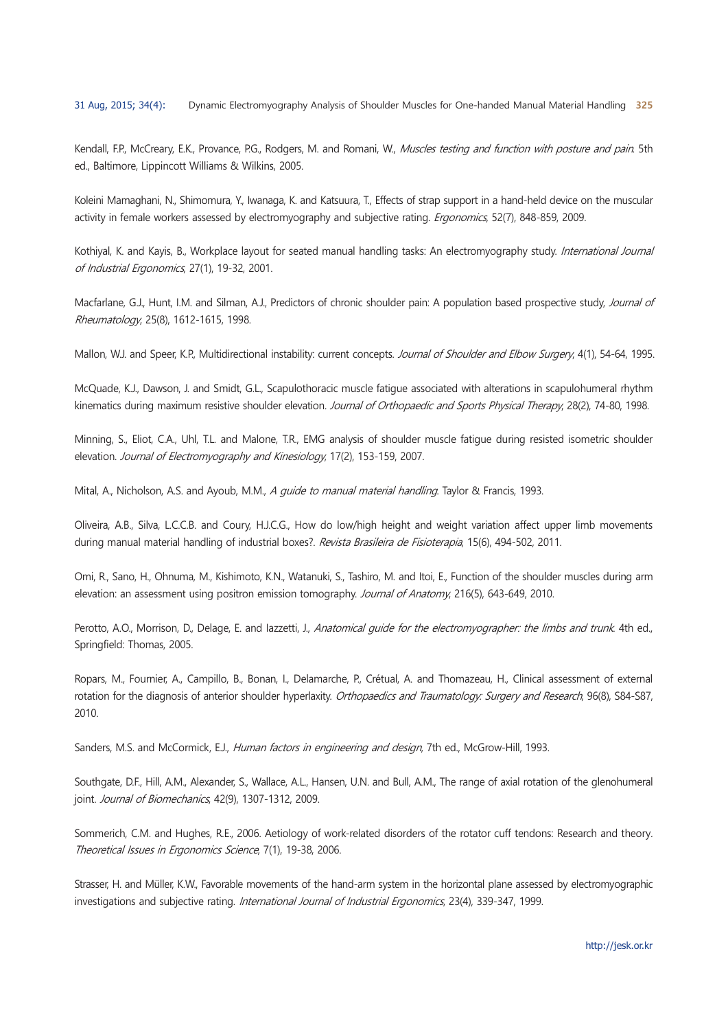Kendall, F.P., McCreary, E.K., Provance, P.G., Rodgers, M. and Romani, W., *Muscles testing and function with posture and pain*. 5th ed., Baltimore, Lippincott Williams & Wilkins, 2005.

Koleini Mamaghani, N., Shimomura, Y., Iwanaga, K. and Katsuura, T., Effects of strap support in a hand-held device on the muscular activity in female workers assessed by electromyography and subjective rating. *Ergonomics*, 52(7), 848-859, 2009.

Kothiyal, K. and Kayis, B., Workplace layout for seated manual handling tasks: An electromyography study. *International Journal of Industrial Ergonomics*, 27(1), 19-32, 2001.

Macfarlane, G.J., Hunt, I.M. and Silman, A.J., Predictors of chronic shoulder pain: A population based prospective study, *Journal of Rheumatology*, 25(8), 1612-1615, 1998.

Mallon, W.J. and Speer, K.P., Multidirectional instability: current concepts. *Journal of Shoulder and Elbow Surgery*, 4(1), 54-64, 1995.

McQuade, K.J., Dawson, J. and Smidt, G.L., Scapulothoracic muscle fatigue associated with alterations in scapulohumeral rhythm kinematics during maximum resistive shoulder elevation. *Journal of Orthopaedic and Sports Physical Therapy*, 28(2), 74-80, 1998.

Minning, S., Eliot, C.A., Uhl, T.L. and Malone, T.R., EMG analysis of shoulder muscle fatigue during resisted isometric shoulder elevation. *Journal of Electromyography and Kinesiology*, 17(2), 153-159, 2007.

Mital, A., Nicholson, A.S. and Ayoub, M.M., *A guide to manual material handling*. Taylor & Francis, 1993.

Oliveira, A.B., Silva, L.C.C.B. and Coury, H.J.C.G., How do low/high height and weight variation affect upper limb movements during manual material handling of industrial boxes?. *Revista Brasileira de Fisioterapia*, 15(6), 494-502, 2011.

Omi, R., Sano, H., Ohnuma, M., Kishimoto, K.N., Watanuki, S., Tashiro, M. and Itoi, E., Function of the shoulder muscles during arm elevation: an assessment using positron emission tomography. *Journal of Anatomy*, 216(5), 643-649, 2010.

Perotto, A.O., Morrison, D., Delage, E. and Iazzetti, J., *Anatomical guide for the electromyographer: the limbs and trunk*. 4th ed., Springfield: Thomas, 2005.

Ropars, M., Fournier, A., Campillo, B., Bonan, I., Delamarche, P., Crétual, A. and Thomazeau, H., Clinical assessment of external rotation for the diagnosis of anterior shoulder hyperlaxity. *Orthopaedics and Traumatology: Surgery and Research*, 96(8), S84-S87, 2010.

Sanders, M.S. and McCormick, E.J., *Human factors in engineering and design*, 7th ed., McGrow-Hill, 1993.

Southgate, D.F., Hill, A.M., Alexander, S., Wallace, A.L., Hansen, U.N. and Bull, A.M., The range of axial rotation of the glenohumeral joint. *Journal of Biomechanics*, 42(9), 1307-1312, 2009.

Sommerich, C.M. and Hughes, R.E., 2006. Aetiology of work-related disorders of the rotator cuff tendons: Research and theory. *Theoretical Issues in Ergonomics Science*, 7(1), 19-38, 2006.

Strasser, H. and Müller, K.W., Favorable movements of the hand-arm system in the horizontal plane assessed by electromyographic investigations and subjective rating. *International Journal of Industrial Ergonomics*, 23(4), 339-347, 1999.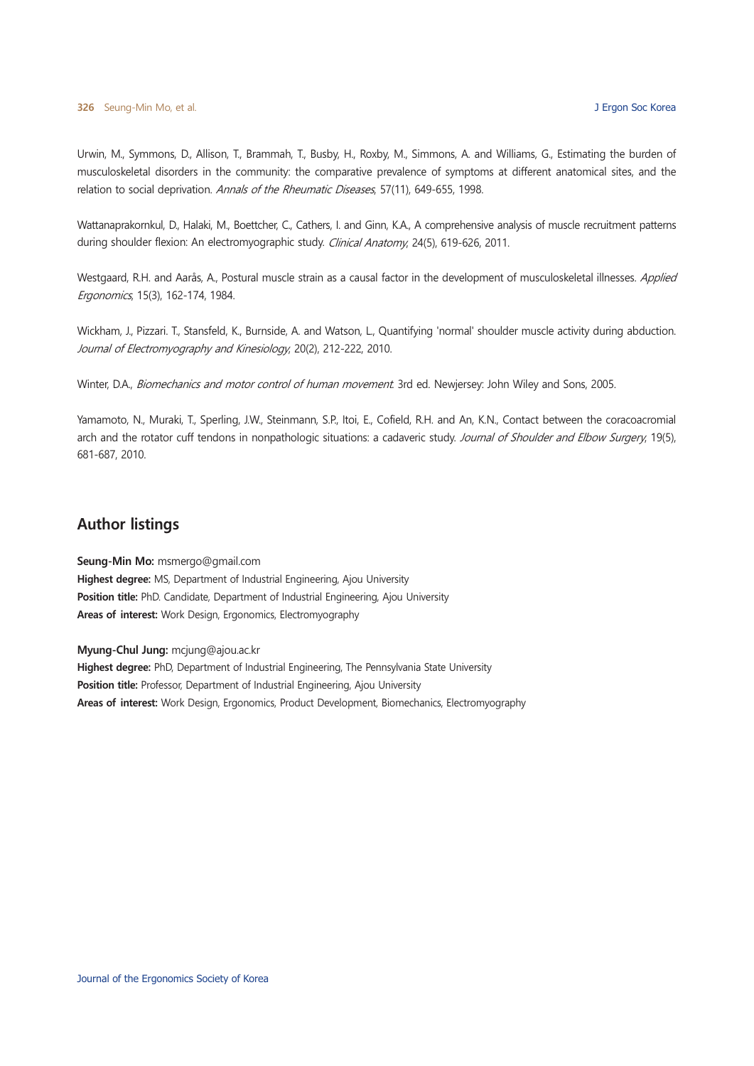Urwin, M., Symmons, D., Allison, T., Brammah, T., Busby, H., Roxby, M., Simmons, A. and Williams, G., Estimating the burden of musculoskeletal disorders in the community: the comparative prevalence of symptoms at different anatomical sites, and the relation to social deprivation. *Annals of the Rheumatic Diseases*, 57(11), 649-655, 1998.

Wattanaprakornkul, D., Halaki, M., Boettcher, C., Cathers, I. and Ginn, K.A., A comprehensive analysis of muscle recruitment patterns during shoulder flexion: An electromyographic study. *Clinical Anatomy*, 24(5), 619-626, 2011.

Westgaard, R.H. and Aarås, A., Postural muscle strain as a causal factor in the development of musculoskeletal illnesses. *Applied Ergonomics*, 15(3), 162-174, 1984.

Wickham, J., Pizzari. T., Stansfeld, K., Burnside, A. and Watson, L., Quantifying 'normal' shoulder muscle activity during abduction. *Journal of Electromyography and Kinesiology*, 20(2), 212-222, 2010.

Winter, D.A., *Biomechanics and motor control of human movement*. 3rd ed. Newjersey: John Wiley and Sons, 2005.

Yamamoto, N., Muraki, T., Sperling, J.W., Steinmann, S.P., Itoi, E., Cofield, R.H. and An, K.N., Contact between the coracoacromial arch and the rotator cuff tendons in nonpathologic situations: a cadaveric study. *Journal of Shoulder and Elbow Surgery*, 19(5), 681-687, 2010.

## Author listings

**Seung-Min Mo:** msmergo@gmail.com
**Highest degree:** MS, Department of Industrial Engineering, Ajou University
**Position title:** PhD. Candidate, Department of Industrial Engineering, Ajou University
**Areas of interest:** Work Design, Ergonomics, Electromyography

**Myung-Chul Jung:** mcjung@ajou.ac.kr
**Highest degree:** PhD, Department of Industrial Engineering, The Pennsylvania State University
**Position title:** Professor, Department of Industrial Engineering, Ajou University
**Areas of interest:** Work Design, Ergonomics, Product Development, Biomechanics, Electromyography